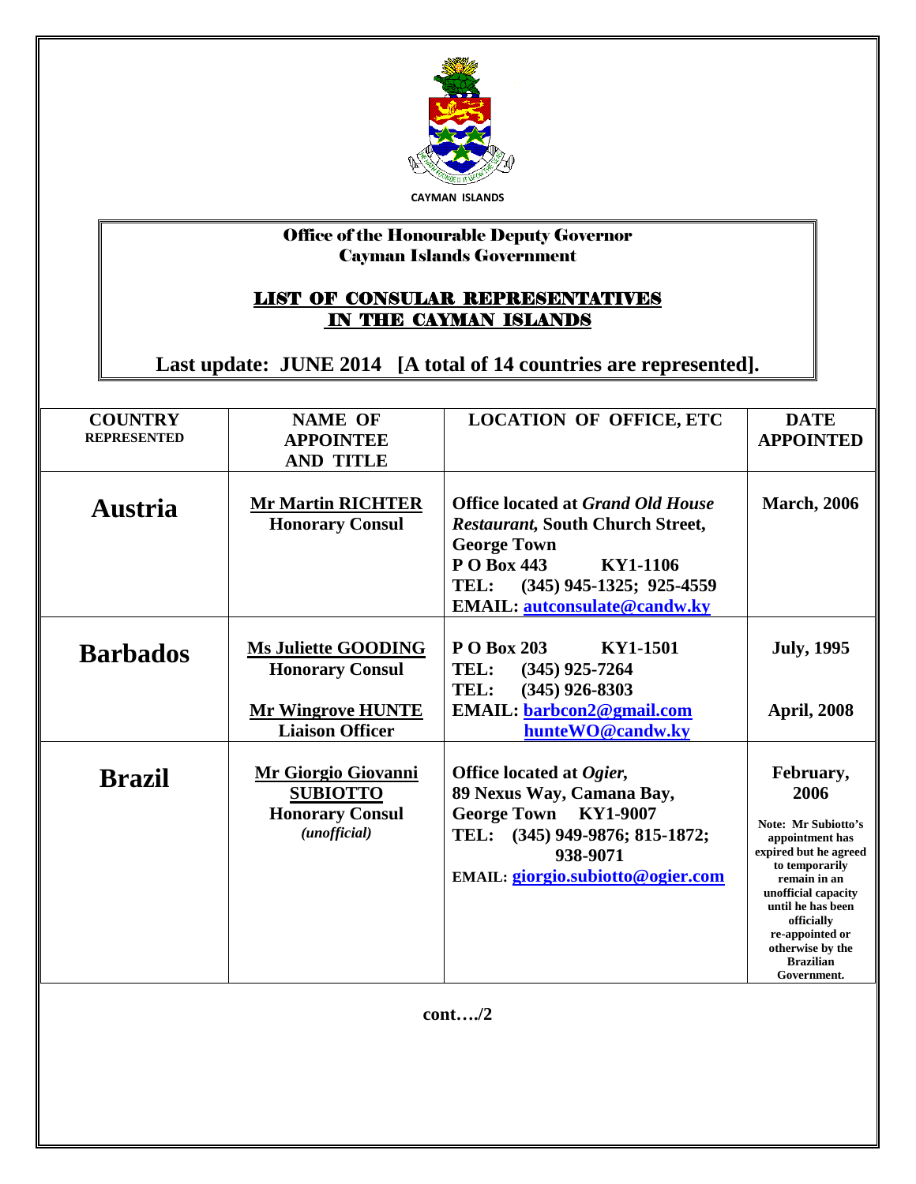CAYMAN ISLANDS

**Office of the Honourable Deputy Governor**
**Cayman Islands Government**

# LIST OF CONSULAR REPRESENTATIVES IN THE CAYMAN ISLANDS

**Last update: JUNE 2014 [A total of 14 countries are represented].**

| COUNTRY REPRESENTED | NAME OF APPOINTEE AND TITLE | LOCATION OF OFFICE, ETC | DATE APPOINTED |
|---|---|---|---|
| **Austria** | **Mr Martin RICHTER** <br> **Honorary Consul** | **Office located at *Grand Old House Restaurant*, South Church Street, George Town** <br> **P O Box 443 KY1-1106** <br> **TEL: (345) 945-1325; 925-4559** <br> **EMAIL: autconsulate@candw.ky** | **March, 2006** |
| **Barbados** | **Ms Juliette GOODING** <br> **Honorary Consul** <br><br> **Mr Wingrove HUNTE** <br> **Liaison Officer** | **P O Box 203 KY1-1501** <br> **TEL: (345) 925-7264** <br> **TEL: (345) 926-8303** <br> **EMAIL: barbcon2@gmail.com** <br> **hunteWO@candw.ky** | **July, 1995** <br><br> **April, 2008** |
| **Brazil** | **Mr Giorgio Giovanni SUBIOTTO** <br> **Honorary Consul** <br> ***(unofficial)*** | **Office located at *Ogier*, 89 Nexus Way, Camana Bay, George Town KY1-9007** <br> **TEL: (345) 949-9876; 815-1872; 938-9071** <br> **EMAIL: giorgio.subiotto@ogier.com** | **February, 2006** <br><br> **Note: Mr Subiotto's appointment has expired but he agreed to temporarily remain in an unofficial capacity until he has been officially re-appointed or otherwise by the Brazilian Government.** |

**cont…./2**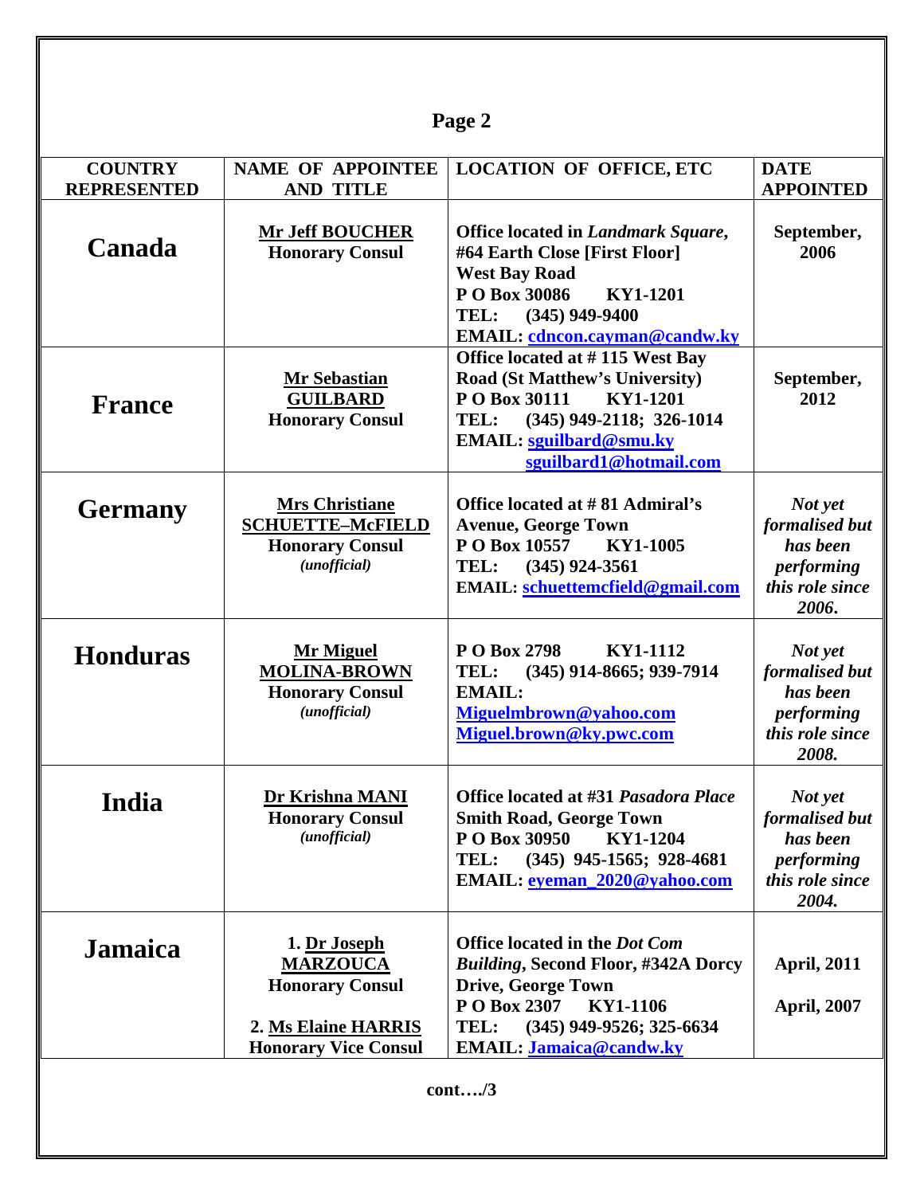| COUNTRY REPRESENTED | NAME OF APPOINTEE AND TITLE | LOCATION OF OFFICE, ETC | DATE APPOINTED |
|---|---|---|---|
| **Canada** | **Mr Jeff BOUCHER**<br>**Honorary Consul** | **Office located in *Landmark Square*, #64 Earth Close [First Floor] West Bay Road**<br>**P O Box 30086 KY1-1201**<br>**TEL: (345) 949-9400**<br>**EMAIL: cdncon.cayman@candw.ky** | **September, 2006** |
| **France** | **Mr Sebastian GUILBARD**<br>**Honorary Consul** | **Office located at # 115 West Bay Road (St Matthew's University)**<br>**P O Box 30111 KY1-1201**<br>**TEL: (345) 949-2118; 326-1014**<br>**EMAIL: sguilbard@smu.ky sguilbard1@hotmail.com** | **September, 2012** |
| **Germany** | **Mrs Christiane SCHUETTE–McFIELD**<br>**Honorary Consul**<br>*(unofficial)* | **Office located at # 81 Admiral's Avenue, George Town**<br>**P O Box 10557 KY1-1005**<br>**TEL: (345) 924-3561**<br>**EMAIL: schuettemcfield@gmail.com** | ***Not yet formalised but has been performing this role since 2006.*** |
| **Honduras** | **Mr Miguel MOLINA-BROWN**<br>**Honorary Consul**<br>*(unofficial)* | **P O Box 2798 KY1-1112**<br>**TEL: (345) 914-8665; 939-7914**<br>**EMAIL: Miguelmbrown@yahoo.com Miguel.brown@ky.pwc.com** | ***Not yet formalised but has been performing this role since 2008.*** |
| **India** | **Dr Krishna MANI**<br>**Honorary Consul**<br>*(unofficial)* | **Office located at #31 *Pasadora Place* Smith Road, George Town**<br>**P O Box 30950 KY1-1204**<br>**TEL: (345) 945-1565; 928-4681**<br>**EMAIL: eyeman_2020@yahoo.com** | ***Not yet formalised but has been performing this role since 2004.*** |
| **Jamaica** | **1. Dr Joseph MARZOUCA**<br>**Honorary Consul**<br><br>**2. Ms Elaine HARRIS**<br>**Honorary Vice Consul** | **Office located in the *Dot Com Building*, Second Floor, #342A Dorcy Drive, George Town**<br>**P O Box 2307 KY1-1106**<br>**TEL: (345) 949-9526; 325-6634**<br>**EMAIL: Jamaica@candw.ky** | **April, 2011**<br><br>**April, 2007** |

**cont…./3**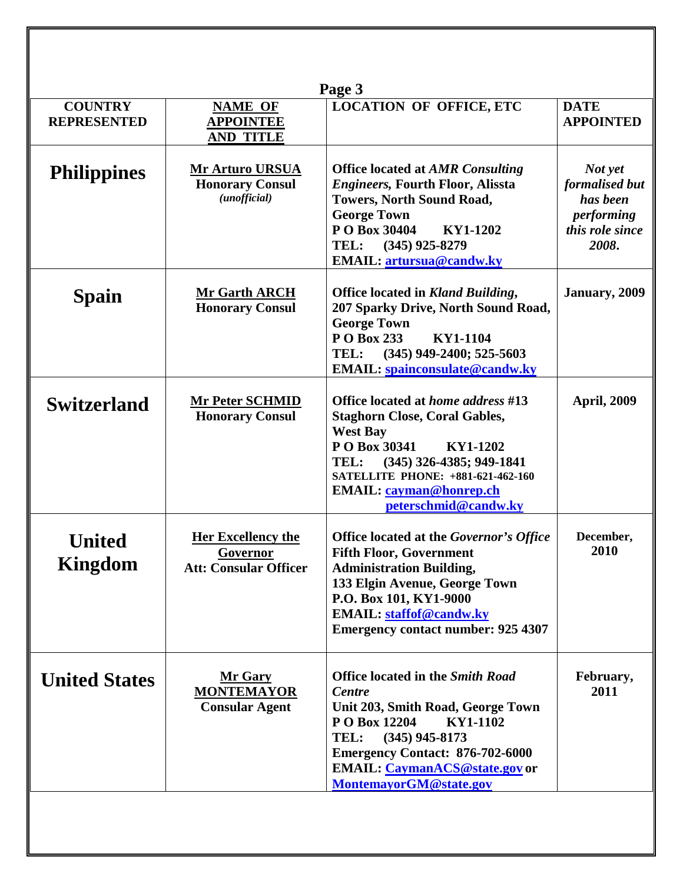| **COUNTRY REPRESENTED** | **NAME OF APPOINTEE AND TITLE** | **LOCATION OF OFFICE, ETC** | **DATE APPOINTED** |
|---|---|---|---|
| **Philippines** | **Mr Arturo URSUA**<br>**Honorary Consul**<br>*(unofficial)* | **Office located at *AMR Consulting Engineers,* Fourth Floor, Alissta Towers, North Sound Road, George Town**<br>**P O Box 30404 KY1-1202**<br>**TEL: (345) 925-8279**<br>**EMAIL: artursua@candw.ky** | ***Not yet formalised but has been performing this role since 2008.*** |
| **Spain** | **Mr Garth ARCH**<br>**Honorary Consul** | **Office located in *Kland Building,* 207 Sparky Drive, North Sound Road, George Town**<br>**P O Box 233 KY1-1104**<br>**TEL: (345) 949-2400; 525-5603**<br>**EMAIL: spainconsulate@candw.ky** | **January, 2009** |
| **Switzerland** | **Mr Peter SCHMID**<br>**Honorary Consul** | **Office located at *home address* #13 Staghorn Close, Coral Gables, West Bay**<br>**P O Box 30341 KY1-1202**<br>**TEL: (345) 326-4385; 949-1841**<br>**SATELLITE PHONE: +881-621-462-160**<br>**EMAIL: cayman@honrep.ch**<br>**peterschmid@candw.ky** | **April, 2009** |
| **United Kingdom** | **Her Excellency the Governor**<br>**Att: Consular Officer** | **Office located at the *Governor's Office* Fifth Floor, Government Administration Building, 133 Elgin Avenue, George Town**<br>**P.O. Box 101, KY1-9000**<br>**EMAIL: staffof@candw.ky**<br>**Emergency contact number: 925 4307** | **December, 2010** |
| **United States** | **Mr Gary MONTEMAYOR**<br>**Consular Agent** | **Office located in the *Smith Road Centre***<br>**Unit 203, Smith Road, George Town**<br>**P O Box 12204 KY1-1102**<br>**TEL: (345) 945-8173**<br>**Emergency Contact: 876-702-6000**<br>**EMAIL: CaymanACS@state.gov or MontemayorGM@state.gov** | **February, 2011** |